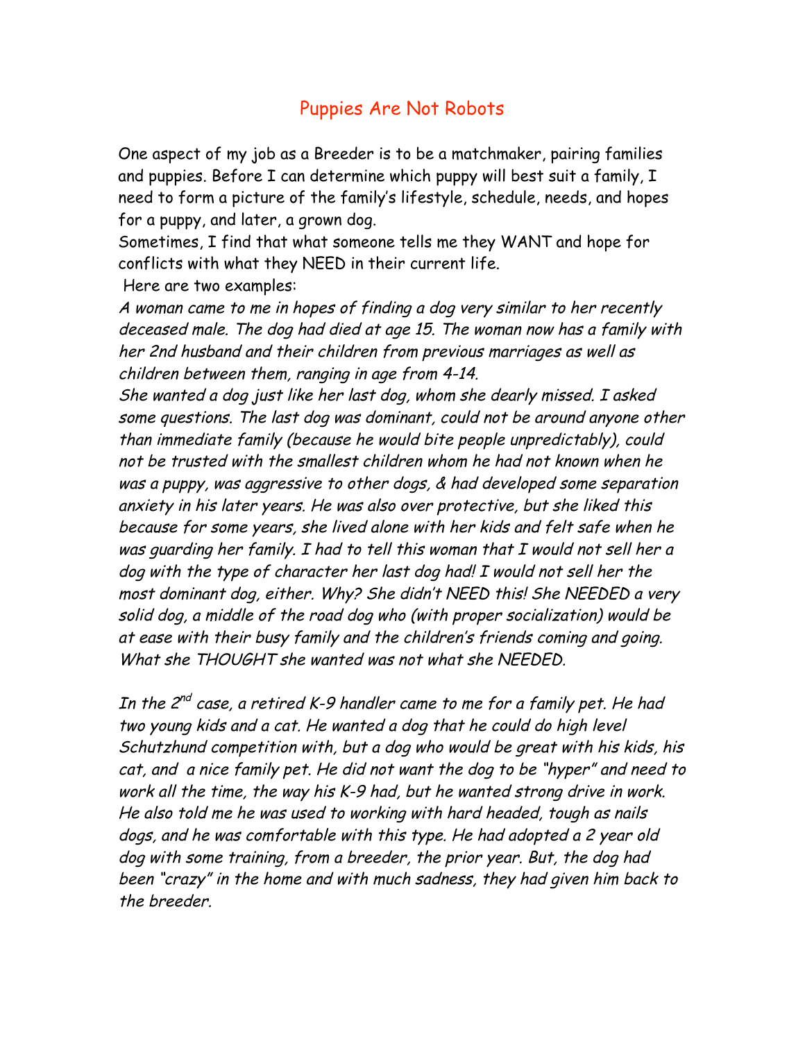# Puppies Are Not Robots

One aspect of my job as a Breeder is to be a matchmaker, pairing families and puppies. Before I can determine which puppy will best suit a family, I need to form a picture of the family's lifestyle, schedule, needs, and hopes for a puppy, and later, a grown dog.

Sometimes, I find that what someone tells me they WANT and hope for conflicts with what they NEED in their current life.

Here are two examples:

*A woman came to me in hopes of finding a dog very similar to her recently deceased male. The dog had died at age 15. The woman now has a family with her 2nd husband and their children from previous marriages as well as children between them, ranging in age from 4-14.*

*She wanted a dog just like her last dog, whom she dearly missed. I asked some questions. The last dog was dominant, could not be around anyone other than immediate family (because he would bite people unpredictably), could not be trusted with the smallest children whom he had not known when he was a puppy, was aggressive to other dogs, & had developed some separation anxiety in his later years. He was also over protective, but she liked this because for some years, she lived alone with her kids and felt safe when he was guarding her family. I had to tell this woman that I would not sell her a dog with the type of character her last dog had! I would not sell her the most dominant dog, either. Why? She didn't NEED this! She NEEDED a very solid dog, a middle of the road dog who (with proper socialization) would be at ease with their busy family and the children's friends coming and going. What she THOUGHT she wanted was not what she NEEDED.*

*In the 2nd case, a retired K-9 handler came to me for a family pet. He had two young kids and a cat. He wanted a dog that he could do high level Schutzhund competition with, but a dog who would be great with his kids, his cat, and a nice family pet. He did not want the dog to be "hyper" and need to work all the time, the way his K-9 had, but he wanted strong drive in work. He also told me he was used to working with hard headed, tough as nails dogs, and he was comfortable with this type. He had adopted a 2 year old dog with some training, from a breeder, the prior year. But, the dog had been "crazy" in the home and with much sadness, they had given him back to the breeder.*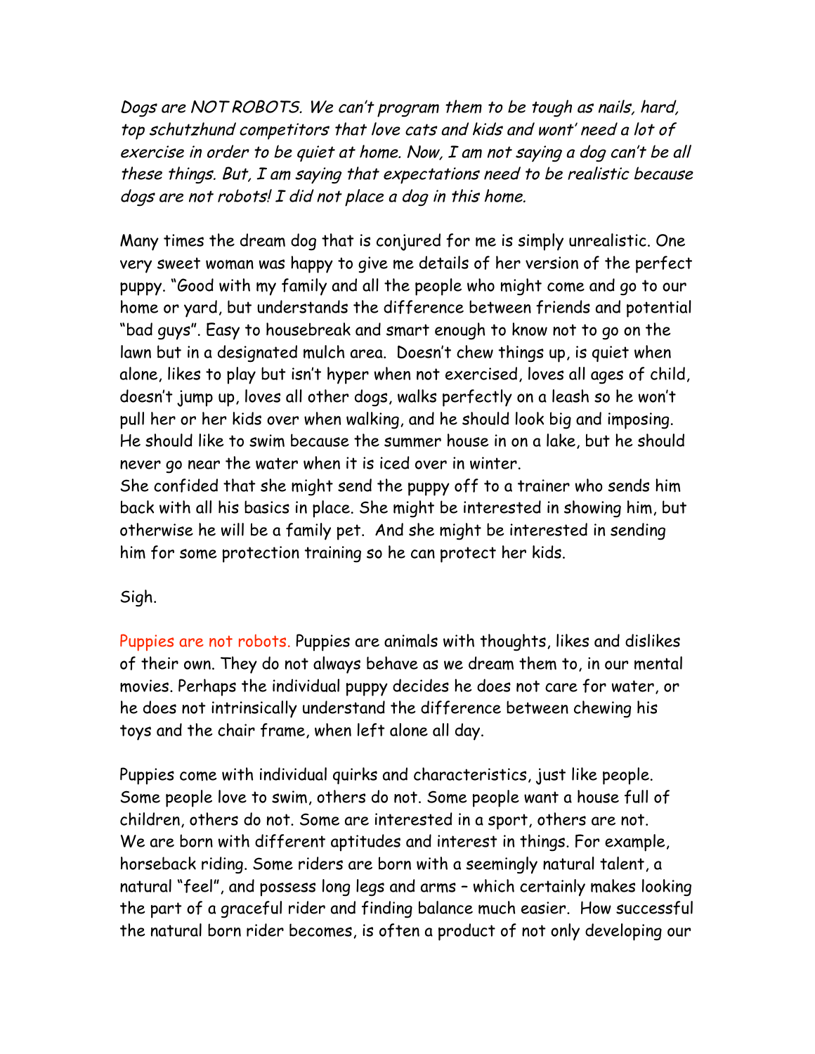*Dogs are NOT ROBOTS. We can't program them to be tough as nails, hard, top schutzhund competitors that love cats and kids and wont' need a lot of exercise in order to be quiet at home. Now, I am not saying a dog can't be all these things. But, I am saying that expectations need to be realistic because dogs are not robots! I did not place a dog in this home.*

Many times the dream dog that is conjured for me is simply unrealistic. One very sweet woman was happy to give me details of her version of the perfect puppy. "Good with my family and all the people who might come and go to our home or yard, but understands the difference between friends and potential "bad guys". Easy to housebreak and smart enough to know not to go on the lawn but in a designated mulch area. Doesn't chew things up, is quiet when alone, likes to play but isn't hyper when not exercised, loves all ages of child, doesn't jump up, loves all other dogs, walks perfectly on a leash so he won't pull her or her kids over when walking, and he should look big and imposing. He should like to swim because the summer house in on a lake, but he should never go near the water when it is iced over in winter.
She confided that she might send the puppy off to a trainer who sends him back with all his basics in place. She might be interested in showing him, but otherwise he will be a family pet. And she might be interested in sending him for some protection training so he can protect her kids.

Sigh.

Puppies are not robots. Puppies are animals with thoughts, likes and dislikes of their own. They do not always behave as we dream them to, in our mental movies. Perhaps the individual puppy decides he does not care for water, or he does not intrinsically understand the difference between chewing his toys and the chair frame, when left alone all day.

Puppies come with individual quirks and characteristics, just like people. Some people love to swim, others do not. Some people want a house full of children, others do not. Some are interested in a sport, others are not.
We are born with different aptitudes and interest in things. For example, horseback riding. Some riders are born with a seemingly natural talent, a natural "feel", and possess long legs and arms – which certainly makes looking the part of a graceful rider and finding balance much easier. How successful the natural born rider becomes, is often a product of not only developing our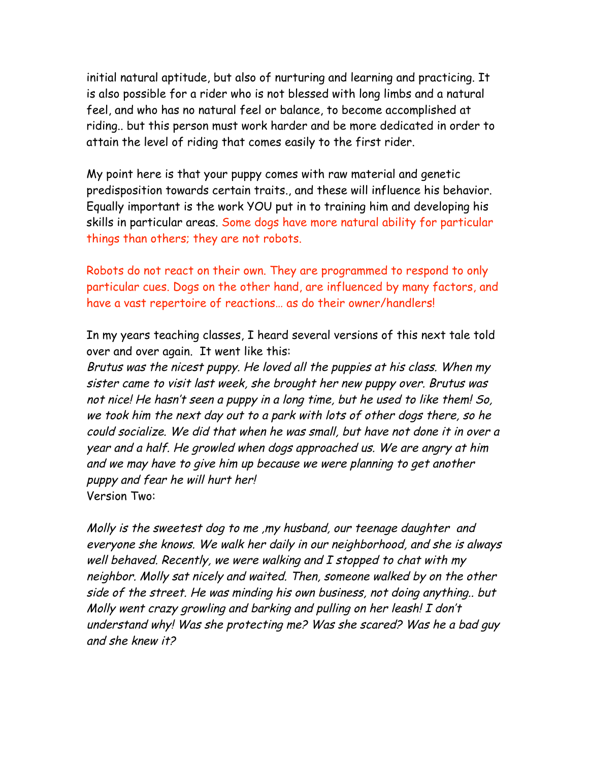initial natural aptitude, but also of nurturing and learning and practicing. It is also possible for a rider who is not blessed with long limbs and a natural feel, and who has no natural feel or balance, to become accomplished at riding.. but this person must work harder and be more dedicated in order to attain the level of riding that comes easily to the first rider.

My point here is that your puppy comes with raw material and genetic predisposition towards certain traits., and these will influence his behavior. Equally important is the work YOU put in to training him and developing his skills in particular areas. Some dogs have more natural ability for particular things than others; they are not robots.

Robots do not react on their own. They are programmed to respond to only particular cues. Dogs on the other hand, are influenced by many factors, and have a vast repertoire of reactions… as do their owner/handlers!

In my years teaching classes, I heard several versions of this next tale told over and over again. It went like this:

*Brutus was the nicest puppy. He loved all the puppies at his class. When my sister came to visit last week, she brought her new puppy over. Brutus was not nice! He hasn't seen a puppy in a long time, but he used to like them! So, we took him the next day out to a park with lots of other dogs there, so he could socialize. We did that when he was small, but have not done it in over a year and a half. He growled when dogs approached us. We are angry at him and we may have to give him up because we were planning to get another puppy and fear he will hurt her!*

Version Two:

*Molly is the sweetest dog to me ,my husband, our teenage daughter and everyone she knows. We walk her daily in our neighborhood, and she is always well behaved. Recently, we were walking and I stopped to chat with my neighbor. Molly sat nicely and waited. Then, someone walked by on the other side of the street. He was minding his own business, not doing anything.. but Molly went crazy growling and barking and pulling on her leash! I don't understand why! Was she protecting me? Was she scared? Was he a bad guy and she knew it?*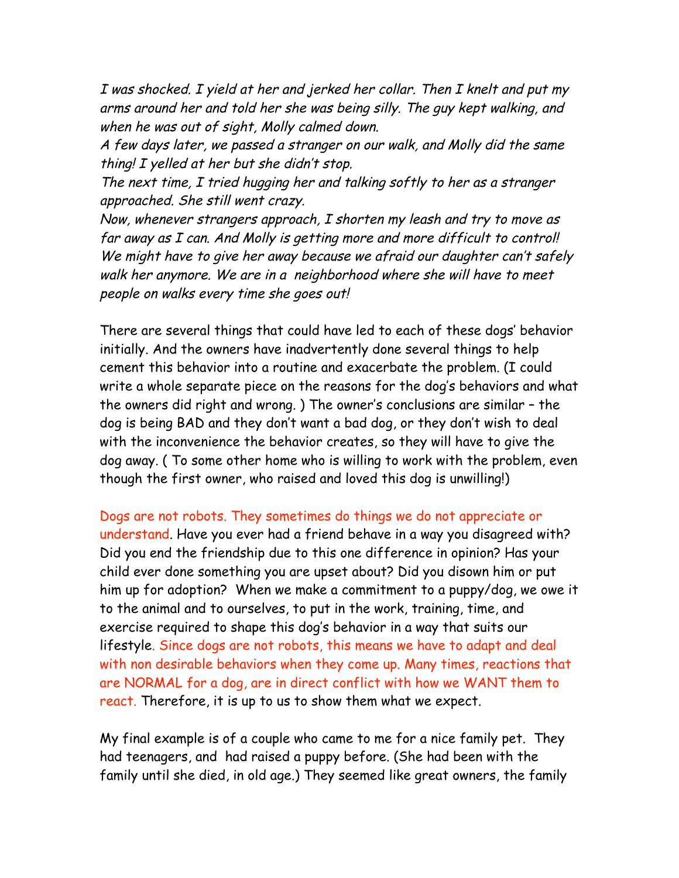*I was shocked. I yield at her and jerked her collar. Then I knelt and put my arms around her and told her she was being silly. The guy kept walking, and when he was out of sight, Molly calmed down.*
*A few days later, we passed a stranger on our walk, and Molly did the same thing! I yelled at her but she didn't stop.*
*The next time, I tried hugging her and talking softly to her as a stranger approached. She still went crazy.*
*Now, whenever strangers approach, I shorten my leash and try to move as far away as I can. And Molly is getting more and more difficult to control! We might have to give her away because we afraid our daughter can't safely walk her anymore. We are in a neighborhood where she will have to meet people on walks every time she goes out!*

There are several things that could have led to each of these dogs' behavior initially. And the owners have inadvertently done several things to help cement this behavior into a routine and exacerbate the problem. (I could write a whole separate piece on the reasons for the dog's behaviors and what the owners did right and wrong. ) The owner's conclusions are similar – the dog is being BAD and they don't want a bad dog, or they don't wish to deal with the inconvenience the behavior creates, so they will have to give the dog away. ( To some other home who is willing to work with the problem, even though the first owner, who raised and loved this dog is unwilling!)

Dogs are not robots. They sometimes do things we do not appreciate or understand. Have you ever had a friend behave in a way you disagreed with? Did you end the friendship due to this one difference in opinion? Has your child ever done something you are upset about? Did you disown him or put him up for adoption? When we make a commitment to a puppy/dog, we owe it to the animal and to ourselves, to put in the work, training, time, and exercise required to shape this dog's behavior in a way that suits our lifestyle. Since dogs are not robots, this means we have to adapt and deal with non desirable behaviors when they come up. Many times, reactions that are NORMAL for a dog, are in direct conflict with how we WANT them to react. Therefore, it is up to us to show them what we expect.

My final example is of a couple who came to me for a nice family pet. They had teenagers, and had raised a puppy before. (She had been with the family until she died, in old age.) They seemed like great owners, the family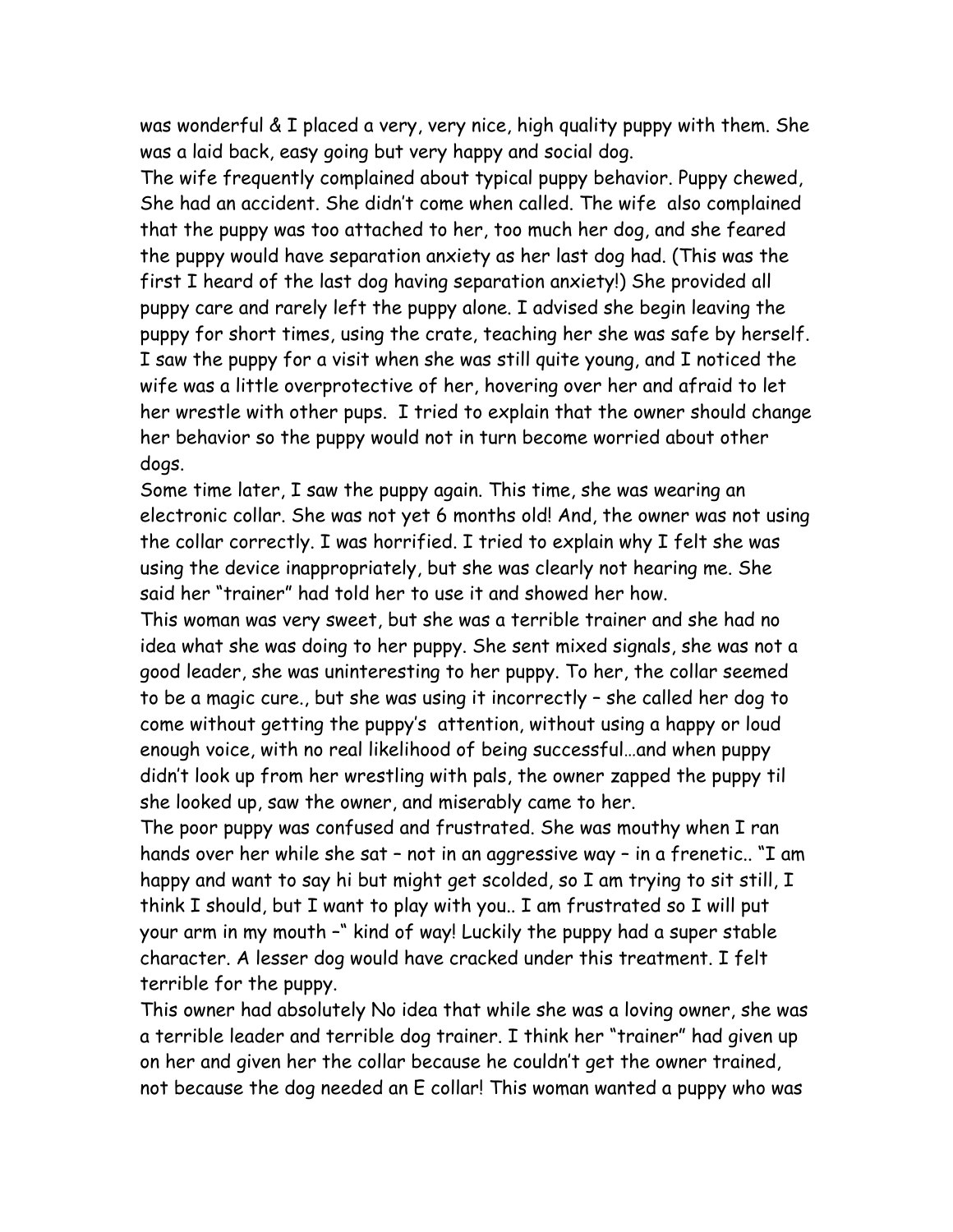was wonderful & I placed a very, very nice, high quality puppy with them. She was a laid back, easy going but very happy and social dog.

The wife frequently complained about typical puppy behavior. Puppy chewed, She had an accident. She didn't come when called. The wife also complained that the puppy was too attached to her, too much her dog, and she feared the puppy would have separation anxiety as her last dog had. (This was the first I heard of the last dog having separation anxiety!) She provided all puppy care and rarely left the puppy alone. I advised she begin leaving the puppy for short times, using the crate, teaching her she was safe by herself. I saw the puppy for a visit when she was still quite young, and I noticed the wife was a little overprotective of her, hovering over her and afraid to let her wrestle with other pups. I tried to explain that the owner should change her behavior so the puppy would not in turn become worried about other dogs.

Some time later, I saw the puppy again. This time, she was wearing an electronic collar. She was not yet 6 months old! And, the owner was not using the collar correctly. I was horrified. I tried to explain why I felt she was using the device inappropriately, but she was clearly not hearing me. She said her "trainer" had told her to use it and showed her how.

This woman was very sweet, but she was a terrible trainer and she had no idea what she was doing to her puppy. She sent mixed signals, she was not a good leader, she was uninteresting to her puppy. To her, the collar seemed to be a magic cure., but she was using it incorrectly – she called her dog to come without getting the puppy's attention, without using a happy or loud enough voice, with no real likelihood of being successful…and when puppy didn't look up from her wrestling with pals, the owner zapped the puppy til she looked up, saw the owner, and miserably came to her.

The poor puppy was confused and frustrated. She was mouthy when I ran hands over her while she sat – not in an aggressive way – in a frenetic.. "I am happy and want to say hi but might get scolded, so I am trying to sit still, I think I should, but I want to play with you.. I am frustrated so I will put your arm in my mouth –" kind of way! Luckily the puppy had a super stable character. A lesser dog would have cracked under this treatment. I felt terrible for the puppy.

This owner had absolutely No idea that while she was a loving owner, she was a terrible leader and terrible dog trainer. I think her "trainer" had given up on her and given her the collar because he couldn't get the owner trained, not because the dog needed an E collar! This woman wanted a puppy who was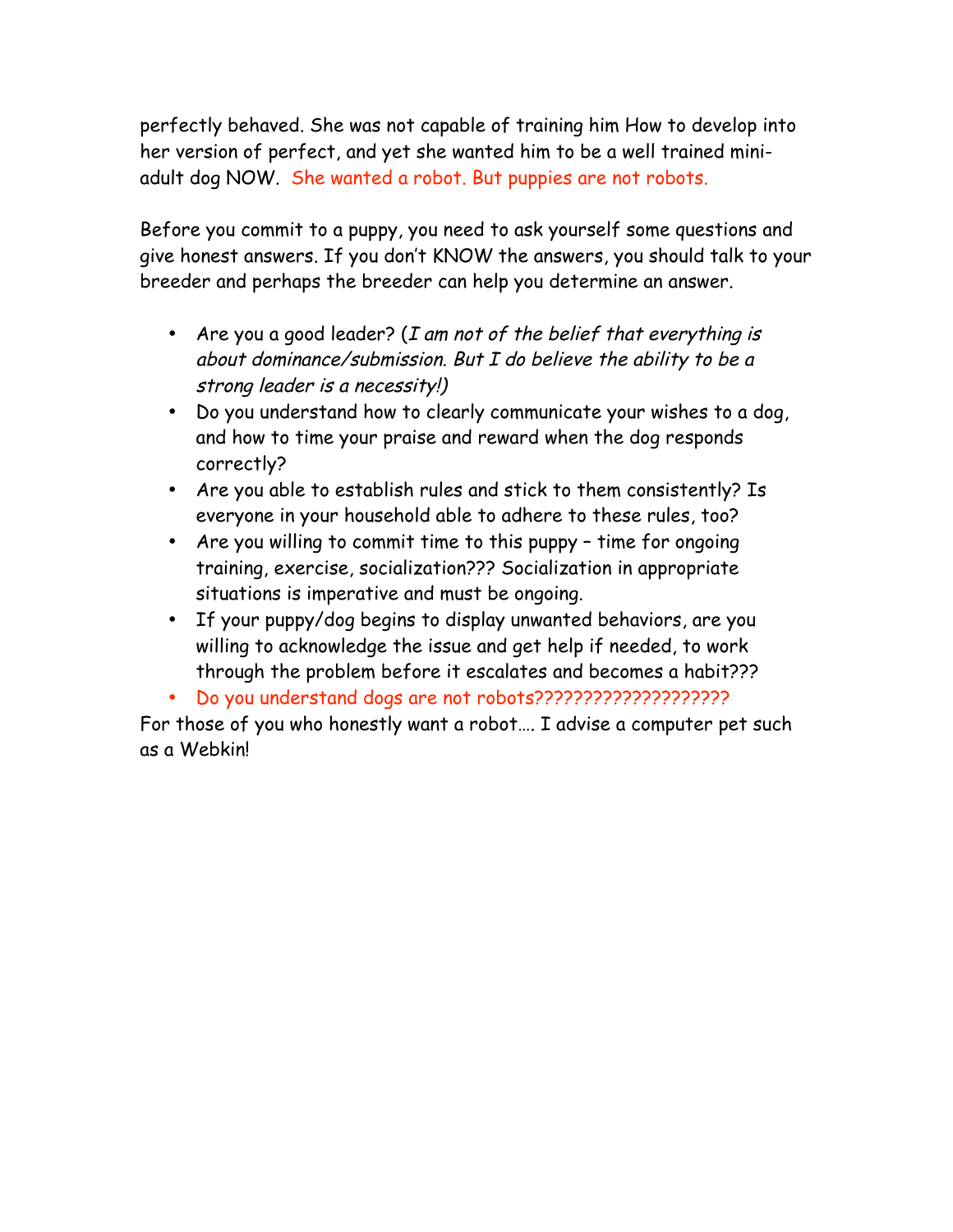perfectly behaved. She was not capable of training him How to develop into her version of perfect, and yet she wanted him to be a well trained mini-adult dog NOW. She wanted a robot. But puppies are not robots.

Before you commit to a puppy, you need to ask yourself some questions and give honest answers. If you don't KNOW the answers, you should talk to your breeder and perhaps the breeder can help you determine an answer.

- Are you a good leader? (*I am not of the belief that everything is about dominance/submission. But I do believe the ability to be a strong leader is a necessity!)*
- Do you understand how to clearly communicate your wishes to a dog, and how to time your praise and reward when the dog responds correctly?
- Are you able to establish rules and stick to them consistently? Is everyone in your household able to adhere to these rules, too?
- Are you willing to commit time to this puppy – time for ongoing training, exercise, socialization??? Socialization in appropriate situations is imperative and must be ongoing.
- If your puppy/dog begins to display unwanted behaviors, are you willing to acknowledge the issue and get help if needed, to work through the problem before it escalates and becomes a habit???
- Do you understand dogs are not robots????????????????????

For those of you who honestly want a robot…. I advise a computer pet such as a Webkin!